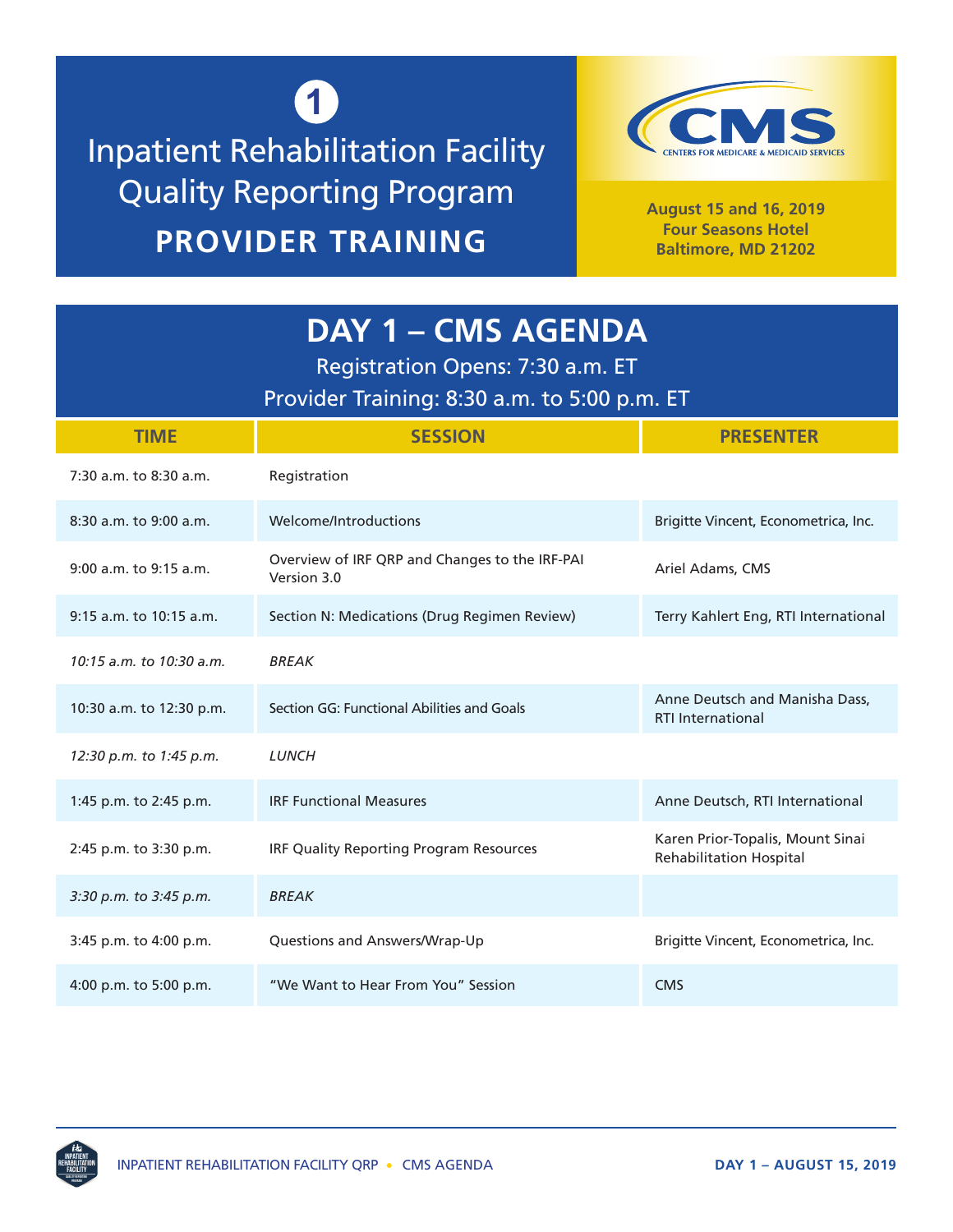1

# Inpatient Rehabilitation Facility Quality Reporting Program

## PROVIDER TRAINING

CMS
CENTERS FOR MEDICARE & MEDICAID SERVICES

**August 15 and 16, 2019**
**Four Seasons Hotel**
**Baltimore, MD 21202**

## DAY 1 – CMS AGENDA

Registration Opens: 7:30 a.m. ET

Provider Training: 8:30 a.m. to 5:00 p.m. ET

| TIME | SESSION | PRESENTER |
|---|---|---|
| 7:30 a.m. to 8:30 a.m. | Registration | |
| 8:30 a.m. to 9:00 a.m. | Welcome/Introductions | Brigitte Vincent, Econometrica, Inc. |
| 9:00 a.m. to 9:15 a.m. | Overview of IRF QRP and Changes to the IRF-PAI Version 3.0 | Ariel Adams, CMS |
| 9:15 a.m. to 10:15 a.m. | Section N: Medications (Drug Regimen Review) | Terry Kahlert Eng, RTI International |
| *10:15 a.m. to 10:30 a.m.* | *BREAK* | |
| 10:30 a.m. to 12:30 p.m. | Section GG: Functional Abilities and Goals | Anne Deutsch and Manisha Dass, RTI International |
| *12:30 p.m. to 1:45 p.m.* | *LUNCH* | |
| 1:45 p.m. to 2:45 p.m. | IRF Functional Measures | Anne Deutsch, RTI International |
| 2:45 p.m. to 3:30 p.m. | IRF Quality Reporting Program Resources | Karen Prior-Topalis, Mount Sinai Rehabilitation Hospital |
| *3:30 p.m. to 3:45 p.m.* | *BREAK* | |
| 3:45 p.m. to 4:00 p.m. | Questions and Answers/Wrap-Up | Brigitte Vincent, Econometrica, Inc. |
| 4:00 p.m. to 5:00 p.m. | "We Want to Hear From You" Session | CMS |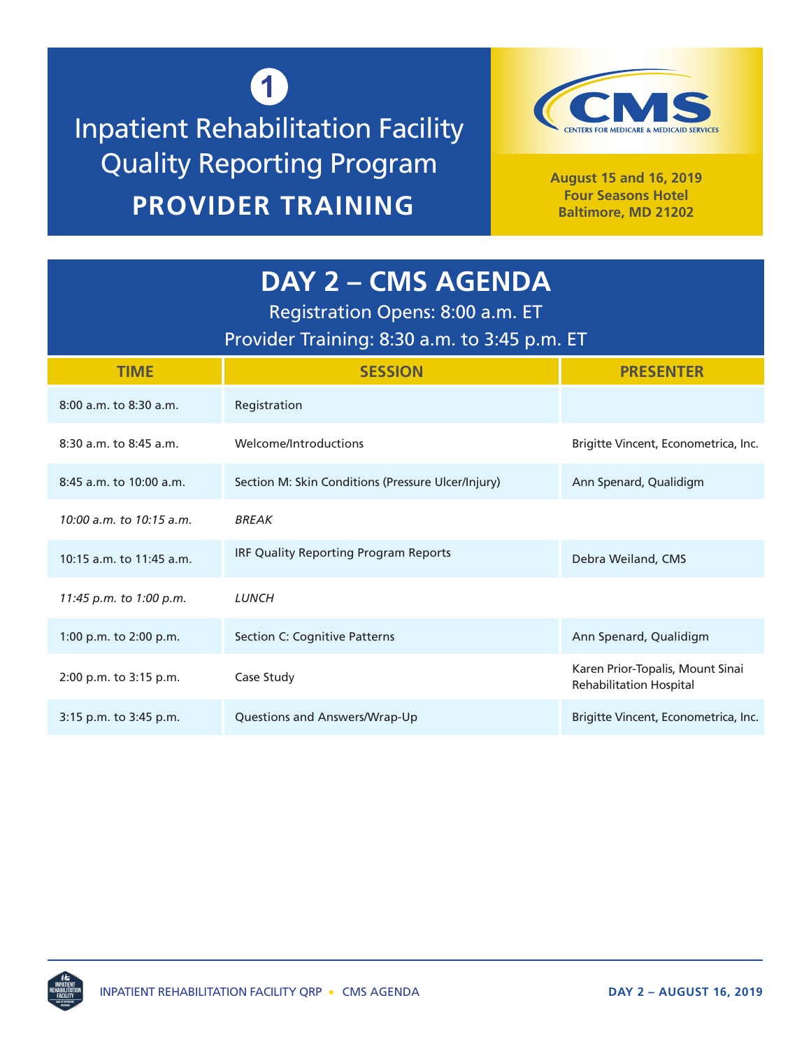1

# Inpatient Rehabilitation Facility Quality Reporting Program

## PROVIDER TRAINING

CMS
CENTERS FOR MEDICARE & MEDICAID SERVICES

**August 15 and 16, 2019**
**Four Seasons Hotel**
**Baltimore, MD 21202**

## DAY 2 – CMS AGENDA

Registration Opens: 8:00 a.m. ET

Provider Training: 8:30 a.m. to 3:45 p.m. ET

| TIME | SESSION | PRESENTER |
|---|---|---|
| 8:00 a.m. to 8:30 a.m. | Registration | |
| 8:30 a.m. to 8:45 a.m. | Welcome/Introductions | Brigitte Vincent, Econometrica, Inc. |
| 8:45 a.m. to 10:00 a.m. | Section M: Skin Conditions (Pressure Ulcer/Injury) | Ann Spenard, Qualidigm |
| *10:00 a.m. to 10:15 a.m.* | *BREAK* | |
| 10:15 a.m. to 11:45 a.m. | IRF Quality Reporting Program Reports | Debra Weiland, CMS |
| *11:45 p.m. to 1:00 p.m.* | *LUNCH* | |
| 1:00 p.m. to 2:00 p.m. | Section C: Cognitive Patterns | Ann Spenard, Qualidigm |
| 2:00 p.m. to 3:15 p.m. | Case Study | Karen Prior-Topalis, Mount Sinai Rehabilitation Hospital |
| 3:15 p.m. to 3:45 p.m. | Questions and Answers/Wrap-Up | Brigitte Vincent, Econometrica, Inc. |